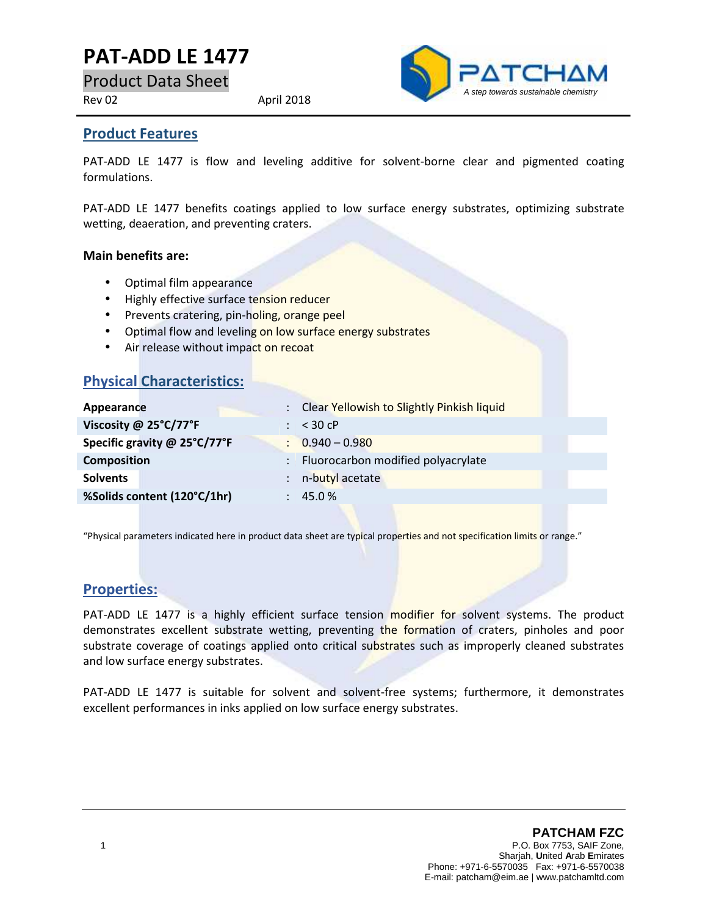# PAT-ADD LE 1477

Product Data Sheet

Rev 02 April 2018

## Product Features

PAT-ADD LE 1477 is flow and leveling additive for solvent-borne clear and pigmented coating formulations.

PAT-ADD LE 1477 benefits coatings applied to low surface energy substrates, optimizing substrate wetting, deaeration, and preventing craters.

**Main benefits are:**

- Optimal film appearance
- Highly effective surface tension reducer
- Prevents cratering, pin-holing, orange peel
- Optimal flow and leveling on low surface energy substrates
- Air release without impact on recoat

## Physical Characteristics:

| | | |
|---|---|---|
| **Appearance** | : | Clear Yellowish to Slightly Pinkish liquid |
| **Viscosity @ 25°C/77°F** | : | < 30 cP |
| **Specific gravity @ 25°C/77°F** | : | 0.940 – 0.980 |
| **Composition** | : | Fluorocarbon modified polyacrylate |
| **Solvents** | : | n-butyl acetate |
| **%Solids content (120°C/1hr)** | : | 45.0 % |

"Physical parameters indicated here in product data sheet are typical properties and not specification limits or range."

## Properties:

PAT-ADD LE 1477 is a highly efficient surface tension modifier for solvent systems. The product demonstrates excellent substrate wetting, preventing the formation of craters, pinholes and poor substrate coverage of coatings applied onto critical substrates such as improperly cleaned substrates and low surface energy substrates.

PAT-ADD LE 1477 is suitable for solvent and solvent-free systems; furthermore, it demonstrates excellent performances in inks applied on low surface energy substrates.

**PATCHAM FZC**
P.O. Box 7753, SAIF Zone,
Sharjah, United Arab Emirates
Phone: +971-6-5570035 Fax: +971-6-5570038
E-mail: patcham@eim.ae | www.patchamltd.com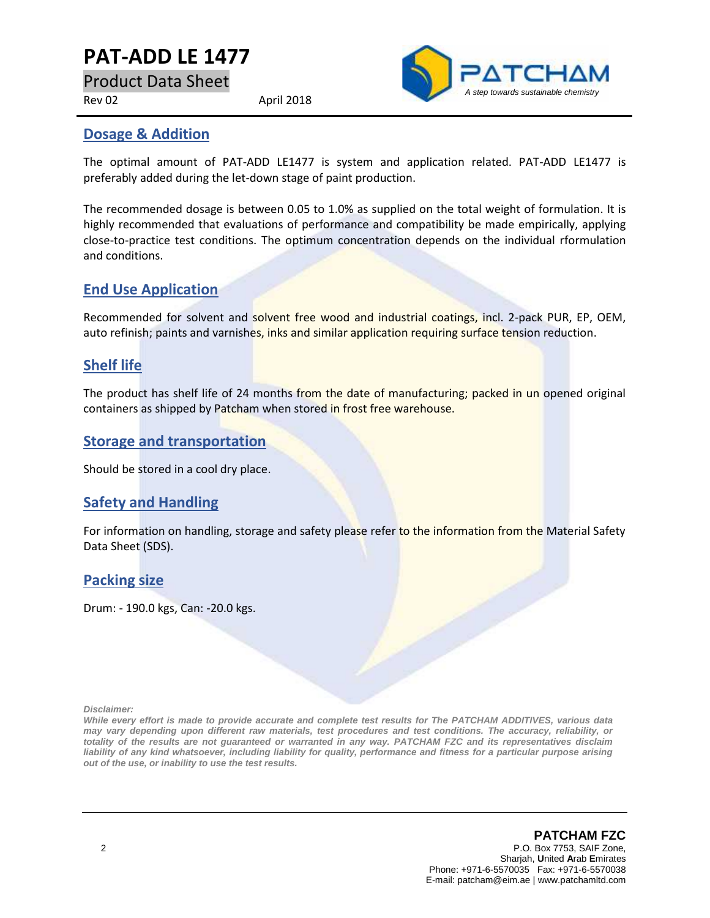## Dosage & Addition

The optimal amount of PAT-ADD LE1477 is system and application related. PAT-ADD LE1477 is preferably added during the let-down stage of paint production.

The recommended dosage is between 0.05 to 1.0% as supplied on the total weight of formulation. It is highly recommended that evaluations of performance and compatibility be made empirically, applying close-to-practice test conditions. The optimum concentration depends on the individual rformulation and conditions.

## End Use Application

Recommended for solvent and solvent free wood and industrial coatings, incl. 2-pack PUR, EP, OEM, auto refinish; paints and varnishes, inks and similar application requiring surface tension reduction.

## Shelf life

The product has shelf life of 24 months from the date of manufacturing; packed in un opened original containers as shipped by Patcham when stored in frost free warehouse.

## Storage and transportation

Should be stored in a cool dry place.

## Safety and Handling

For information on handling, storage and safety please refer to the information from the Material Safety Data Sheet (SDS).

## Packing size

Drum: - 190.0 kgs, Can: -20.0 kgs.

***Disclaimer:***

***While every effort is made to provide accurate and complete test results for The PATCHAM ADDITIVES, various data may vary depending upon different raw materials, test procedures and test conditions. The accuracy, reliability, or totality of the results are not guaranteed or warranted in any way. PATCHAM FZC and its representatives disclaim liability of any kind whatsoever, including liability for quality, performance and fitness for a particular purpose arising out of the use, or inability to use the test results.***

**PATCHAM FZC**
P.O. Box 7753, SAIF Zone,
Sharjah, **U**nited **A**rab **E**mirates
Phone: +971-6-5570035 Fax: +971-6-5570038
E-mail: patcham@eim.ae | www.patchamltd.com